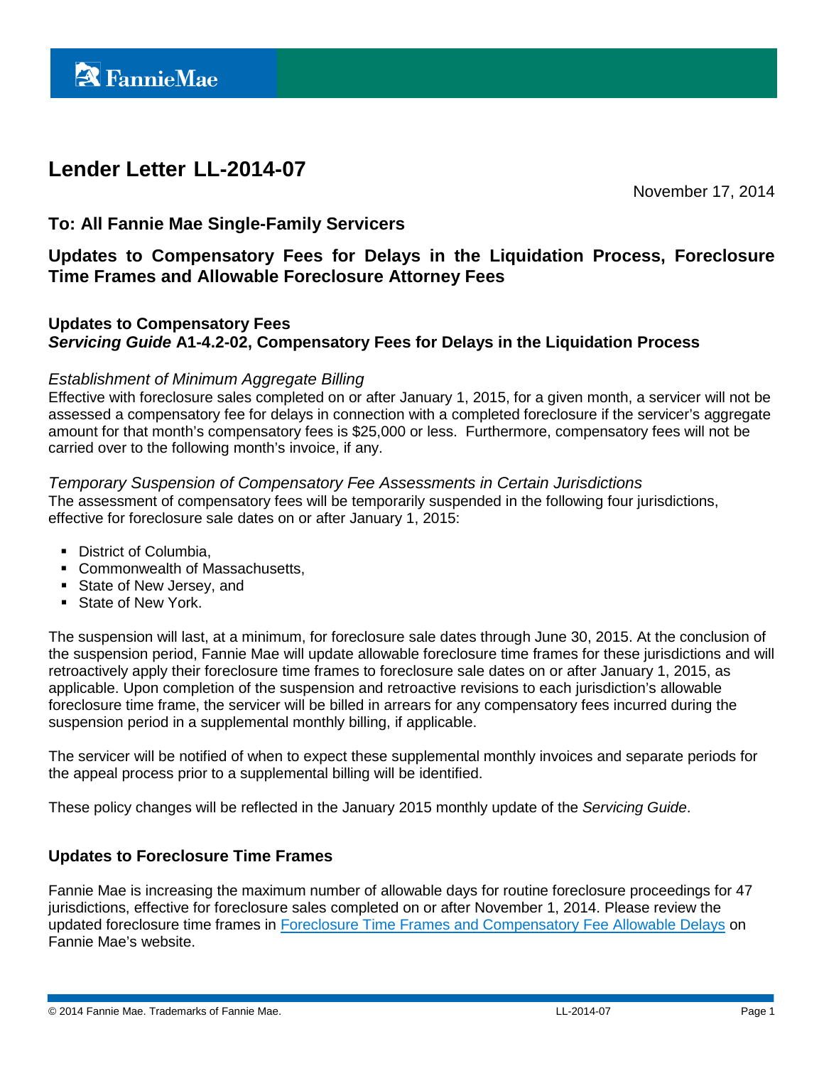# Lender Letter LL-2014-07

November 17, 2014

## To: All Fannie Mae Single-Family Servicers

## Updates to Compensatory Fees for Delays in the Liquidation Process, Foreclosure Time Frames and Allowable Foreclosure Attorney Fees

### Updates to Compensatory Fees
### *Servicing Guide* A1-4.2-02, Compensatory Fees for Delays in the Liquidation Process

*Establishment of Minimum Aggregate Billing*

Effective with foreclosure sales completed on or after January 1, 2015, for a given month, a servicer will not be assessed a compensatory fee for delays in connection with a completed foreclosure if the servicer's aggregate amount for that month's compensatory fees is $25,000 or less. Furthermore, compensatory fees will not be carried over to the following month's invoice, if any.

*Temporary Suspension of Compensatory Fee Assessments in Certain Jurisdictions*

The assessment of compensatory fees will be temporarily suspended in the following four jurisdictions, effective for foreclosure sale dates on or after January 1, 2015:

- District of Columbia,
- Commonwealth of Massachusetts,
- State of New Jersey, and
- State of New York.

The suspension will last, at a minimum, for foreclosure sale dates through June 30, 2015. At the conclusion of the suspension period, Fannie Mae will update allowable foreclosure time frames for these jurisdictions and will retroactively apply their foreclosure time frames to foreclosure sale dates on or after January 1, 2015, as applicable. Upon completion of the suspension and retroactive revisions to each jurisdiction's allowable foreclosure time frame, the servicer will be billed in arrears for any compensatory fees incurred during the suspension period in a supplemental monthly billing, if applicable.

The servicer will be notified of when to expect these supplemental monthly invoices and separate periods for the appeal process prior to a supplemental billing will be identified.

These policy changes will be reflected in the January 2015 monthly update of the *Servicing Guide*.

### Updates to Foreclosure Time Frames

Fannie Mae is increasing the maximum number of allowable days for routine foreclosure proceedings for 47 jurisdictions, effective for foreclosure sales completed on or after November 1, 2014. Please review the updated foreclosure time frames in [Foreclosure Time Frames and Compensatory Fee Allowable Delays] on Fannie Mae's website.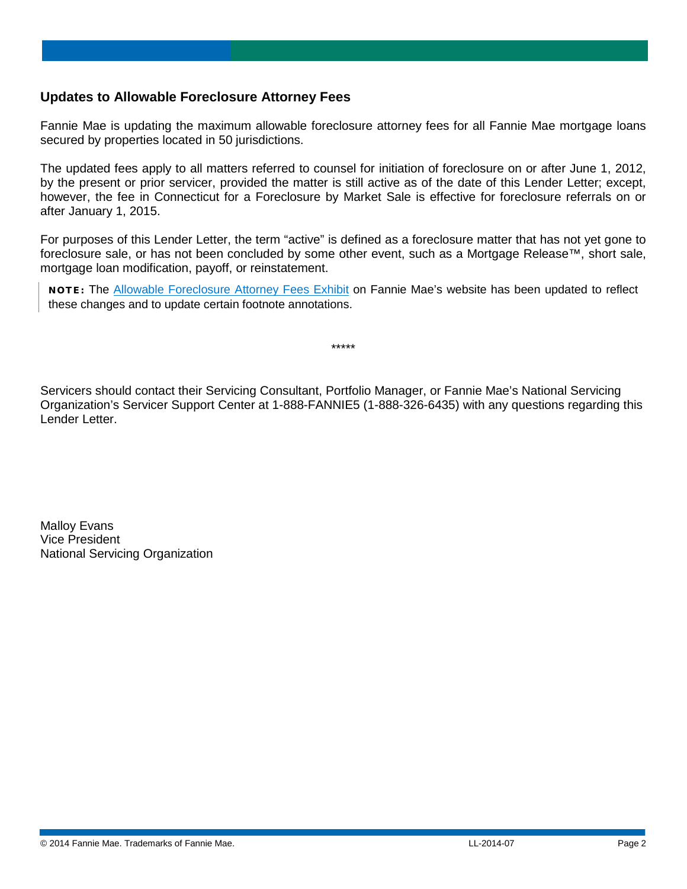## Updates to Allowable Foreclosure Attorney Fees

Fannie Mae is updating the maximum allowable foreclosure attorney fees for all Fannie Mae mortgage loans secured by properties located in 50 jurisdictions.

The updated fees apply to all matters referred to counsel for initiation of foreclosure on or after June 1, 2012, by the present or prior servicer, provided the matter is still active as of the date of this Lender Letter; except, however, the fee in Connecticut for a Foreclosure by Market Sale is effective for foreclosure referrals on or after January 1, 2015.

For purposes of this Lender Letter, the term "active" is defined as a foreclosure matter that has not yet gone to foreclosure sale, or has not been concluded by some other event, such as a Mortgage Release™, short sale, mortgage loan modification, payoff, or reinstatement.

> **NOTE:** The Allowable Foreclosure Attorney Fees Exhibit on Fannie Mae's website has been updated to reflect these changes and to update certain footnote annotations.

*****

Servicers should contact their Servicing Consultant, Portfolio Manager, or Fannie Mae's National Servicing Organization's Servicer Support Center at 1-888-FANNIE5 (1-888-326-6435) with any questions regarding this Lender Letter.

Malloy Evans
Vice President
National Servicing Organization

© 2014 Fannie Mae. Trademarks of Fannie Mae. LL-2014-07